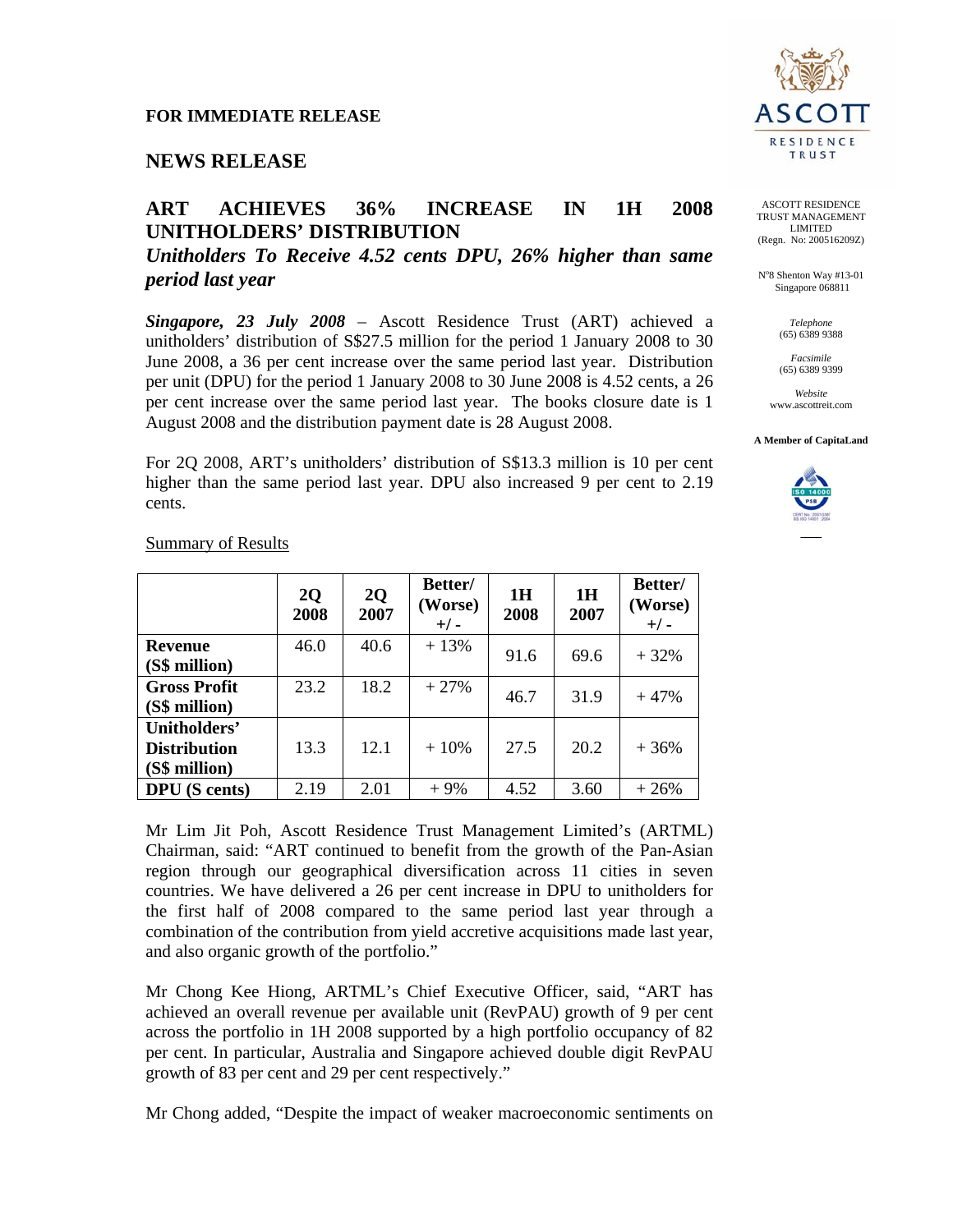**FOR IMMEDIATE RELEASE**

## NEWS RELEASE

ASCOTT RESIDENCE TRUST MANAGEMENT LIMITED
(Regn. No: 200516209Z)

N°8 Shenton Way #13-01
Singapore 068811

*Telephone*
(65) 6389 9388

*Facsimile*
(65) 6389 9399

*Website*
www.ascottreit.com

**A Member of CapitaLand**

# ART ACHIEVES 36% INCREASE IN 1H 2008 UNITHOLDERS' DISTRIBUTION

***Unitholders To Receive 4.52 cents DPU, 26% higher than same period last year***

***Singapore, 23 July 2008*** – Ascott Residence Trust (ART) achieved a unitholders' distribution of S$27.5 million for the period 1 January 2008 to 30 June 2008, a 36 per cent increase over the same period last year. Distribution per unit (DPU) for the period 1 January 2008 to 30 June 2008 is 4.52 cents, a 26 per cent increase over the same period last year. The books closure date is 1 August 2008 and the distribution payment date is 28 August 2008.

For 2Q 2008, ART's unitholders' distribution of S$13.3 million is 10 per cent higher than the same period last year. DPU also increased 9 per cent to 2.19 cents.

Summary of Results

| | **2Q 2008** | **2Q 2007** | **Better/ (Worse) +/ -** | **1H 2008** | **1H 2007** | **Better/ (Worse) +/ -** |
|---|---|---|---|---|---|---|
| **Revenue (S$ million)** | 46.0 | 40.6 | + 13% | 91.6 | 69.6 | + 32% |
| **Gross Profit (S$ million)** | 23.2 | 18.2 | + 27% | 46.7 | 31.9 | + 47% |
| **Unitholders' Distribution (S$ million)** | 13.3 | 12.1 | + 10% | 27.5 | 20.2 | + 36% |
| **DPU (S cents)** | 2.19 | 2.01 | + 9% | 4.52 | 3.60 | + 26% |

Mr Lim Jit Poh, Ascott Residence Trust Management Limited's (ARTML) Chairman, said: "ART continued to benefit from the growth of the Pan-Asian region through our geographical diversification across 11 cities in seven countries. We have delivered a 26 per cent increase in DPU to unitholders for the first half of 2008 compared to the same period last year through a combination of the contribution from yield accretive acquisitions made last year, and also organic growth of the portfolio."

Mr Chong Kee Hiong, ARTML's Chief Executive Officer, said, "ART has achieved an overall revenue per available unit (RevPAU) growth of 9 per cent across the portfolio in 1H 2008 supported by a high portfolio occupancy of 82 per cent. In particular, Australia and Singapore achieved double digit RevPAU growth of 83 per cent and 29 per cent respectively."

Mr Chong added, "Despite the impact of weaker macroeconomic sentiments on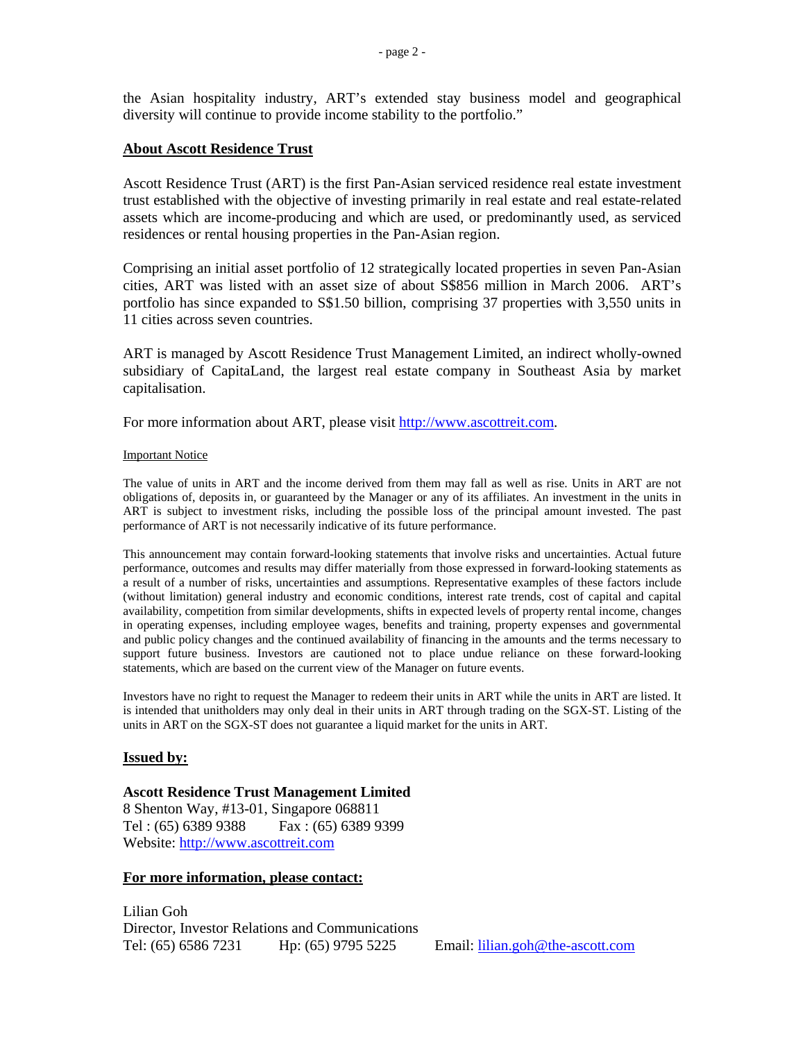the Asian hospitality industry, ART's extended stay business model and geographical diversity will continue to provide income stability to the portfolio."

## About Ascott Residence Trust

Ascott Residence Trust (ART) is the first Pan-Asian serviced residence real estate investment trust established with the objective of investing primarily in real estate and real estate-related assets which are income-producing and which are used, or predominantly used, as serviced residences or rental housing properties in the Pan-Asian region.

Comprising an initial asset portfolio of 12 strategically located properties in seven Pan-Asian cities, ART was listed with an asset size of about S$856 million in March 2006. ART's portfolio has since expanded to S$1.50 billion, comprising 37 properties with 3,550 units in 11 cities across seven countries.

ART is managed by Ascott Residence Trust Management Limited, an indirect wholly-owned subsidiary of CapitaLand, the largest real estate company in Southeast Asia by market capitalisation.

For more information about ART, please visit http://www.ascottreit.com.

Important Notice

The value of units in ART and the income derived from them may fall as well as rise. Units in ART are not obligations of, deposits in, or guaranteed by the Manager or any of its affiliates. An investment in the units in ART is subject to investment risks, including the possible loss of the principal amount invested. The past performance of ART is not necessarily indicative of its future performance.

This announcement may contain forward-looking statements that involve risks and uncertainties. Actual future performance, outcomes and results may differ materially from those expressed in forward-looking statements as a result of a number of risks, uncertainties and assumptions. Representative examples of these factors include (without limitation) general industry and economic conditions, interest rate trends, cost of capital and capital availability, competition from similar developments, shifts in expected levels of property rental income, changes in operating expenses, including employee wages, benefits and training, property expenses and governmental and public policy changes and the continued availability of financing in the amounts and the terms necessary to support future business. Investors are cautioned not to place undue reliance on these forward-looking statements, which are based on the current view of the Manager on future events.

Investors have no right to request the Manager to redeem their units in ART while the units in ART are listed. It is intended that unitholders may only deal in their units in ART through trading on the SGX-ST. Listing of the units in ART on the SGX-ST does not guarantee a liquid market for the units in ART.

## Issued by:

**Ascott Residence Trust Management Limited**
8 Shenton Way, #13-01, Singapore 068811
Tel : (65) 6389 9388 Fax : (65) 6389 9399
Website: http://www.ascottreit.com

## For more information, please contact:

Lilian Goh
Director, Investor Relations and Communications
Tel: (65) 6586 7231 Hp: (65) 9795 5225 Email: lilian.goh@the-ascott.com